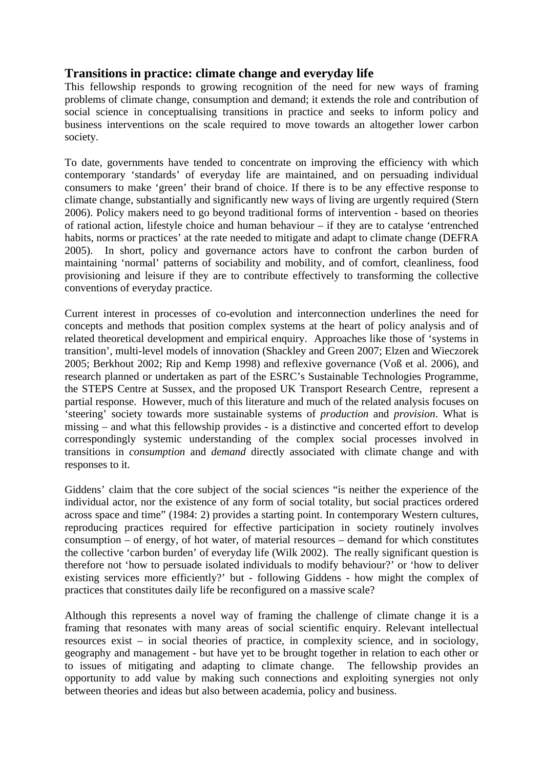## Transitions in practice: climate change and everyday life

This fellowship responds to growing recognition of the need for new ways of framing problems of climate change, consumption and demand; it extends the role and contribution of social science in conceptualising transitions in practice and seeks to inform policy and business interventions on the scale required to move towards an altogether lower carbon society.

To date, governments have tended to concentrate on improving the efficiency with which contemporary 'standards' of everyday life are maintained, and on persuading individual consumers to make 'green' their brand of choice. If there is to be any effective response to climate change, substantially and significantly new ways of living are urgently required (Stern 2006). Policy makers need to go beyond traditional forms of intervention - based on theories of rational action, lifestyle choice and human behaviour – if they are to catalyse 'entrenched habits, norms or practices' at the rate needed to mitigate and adapt to climate change (DEFRA 2005). In short, policy and governance actors have to confront the carbon burden of maintaining 'normal' patterns of sociability and mobility, and of comfort, cleanliness, food provisioning and leisure if they are to contribute effectively to transforming the collective conventions of everyday practice.

Current interest in processes of co-evolution and interconnection underlines the need for concepts and methods that position complex systems at the heart of policy analysis and of related theoretical development and empirical enquiry. Approaches like those of 'systems in transition', multi-level models of innovation (Shackley and Green 2007; Elzen and Wieczorek 2005; Berkhout 2002; Rip and Kemp 1998) and reflexive governance (Voß et al. 2006), and research planned or undertaken as part of the ESRC's Sustainable Technologies Programme, the STEPS Centre at Sussex, and the proposed UK Transport Research Centre, represent a partial response. However, much of this literature and much of the related analysis focuses on 'steering' society towards more sustainable systems of *production* and *provision*. What is missing – and what this fellowship provides - is a distinctive and concerted effort to develop correspondingly systemic understanding of the complex social processes involved in transitions in *consumption* and *demand* directly associated with climate change and with responses to it.

Giddens' claim that the core subject of the social sciences "is neither the experience of the individual actor, nor the existence of any form of social totality, but social practices ordered across space and time" (1984: 2) provides a starting point. In contemporary Western cultures, reproducing practices required for effective participation in society routinely involves consumption – of energy, of hot water, of material resources – demand for which constitutes the collective 'carbon burden' of everyday life (Wilk 2002). The really significant question is therefore not 'how to persuade isolated individuals to modify behaviour?' or 'how to deliver existing services more efficiently?' but - following Giddens - how might the complex of practices that constitutes daily life be reconfigured on a massive scale?

Although this represents a novel way of framing the challenge of climate change it is a framing that resonates with many areas of social scientific enquiry. Relevant intellectual resources exist – in social theories of practice, in complexity science, and in sociology, geography and management - but have yet to be brought together in relation to each other or to issues of mitigating and adapting to climate change. The fellowship provides an opportunity to add value by making such connections and exploiting synergies not only between theories and ideas but also between academia, policy and business.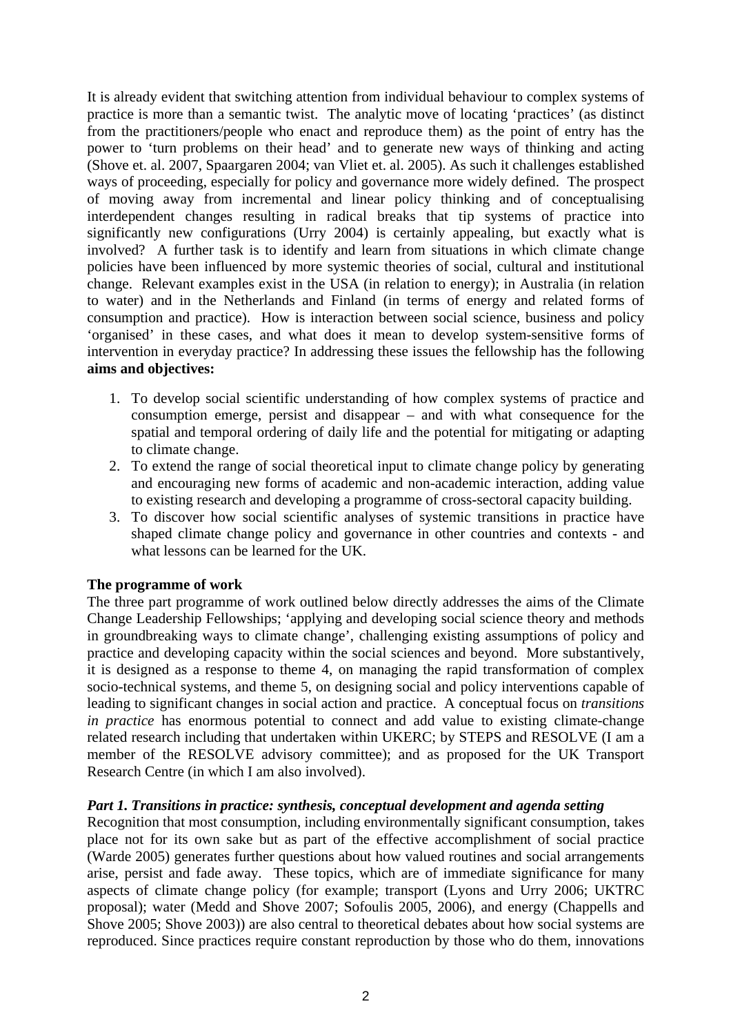It is already evident that switching attention from individual behaviour to complex systems of practice is more than a semantic twist. The analytic move of locating 'practices' (as distinct from the practitioners/people who enact and reproduce them) as the point of entry has the power to 'turn problems on their head' and to generate new ways of thinking and acting (Shove et. al. 2007, Spaargaren 2004; van Vliet et. al. 2005). As such it challenges established ways of proceeding, especially for policy and governance more widely defined. The prospect of moving away from incremental and linear policy thinking and of conceptualising interdependent changes resulting in radical breaks that tip systems of practice into significantly new configurations (Urry 2004) is certainly appealing, but exactly what is involved? A further task is to identify and learn from situations in which climate change policies have been influenced by more systemic theories of social, cultural and institutional change. Relevant examples exist in the USA (in relation to energy); in Australia (in relation to water) and in the Netherlands and Finland (in terms of energy and related forms of consumption and practice). How is interaction between social science, business and policy 'organised' in these cases, and what does it mean to develop system-sensitive forms of intervention in everyday practice? In addressing these issues the fellowship has the following **aims and objectives:**

1. To develop social scientific understanding of how complex systems of practice and consumption emerge, persist and disappear – and with what consequence for the spatial and temporal ordering of daily life and the potential for mitigating or adapting to climate change.
2. To extend the range of social theoretical input to climate change policy by generating and encouraging new forms of academic and non-academic interaction, adding value to existing research and developing a programme of cross-sectoral capacity building.
3. To discover how social scientific analyses of systemic transitions in practice have shaped climate change policy and governance in other countries and contexts - and what lessons can be learned for the UK.

**The programme of work**

The three part programme of work outlined below directly addresses the aims of the Climate Change Leadership Fellowships; 'applying and developing social science theory and methods in groundbreaking ways to climate change', challenging existing assumptions of policy and practice and developing capacity within the social sciences and beyond. More substantively, it is designed as a response to theme 4, on managing the rapid transformation of complex socio-technical systems, and theme 5, on designing social and policy interventions capable of leading to significant changes in social action and practice. A conceptual focus on *transitions in practice* has enormous potential to connect and add value to existing climate-change related research including that undertaken within UKERC; by STEPS and RESOLVE (I am a member of the RESOLVE advisory committee); and as proposed for the UK Transport Research Centre (in which I am also involved).

***Part 1. Transitions in practice: synthesis, conceptual development and agenda setting***

Recognition that most consumption, including environmentally significant consumption, takes place not for its own sake but as part of the effective accomplishment of social practice (Warde 2005) generates further questions about how valued routines and social arrangements arise, persist and fade away. These topics, which are of immediate significance for many aspects of climate change policy (for example; transport (Lyons and Urry 2006; UKTRC proposal); water (Medd and Shove 2007; Sofoulis 2005, 2006), and energy (Chappells and Shove 2005; Shove 2003)) are also central to theoretical debates about how social systems are reproduced. Since practices require constant reproduction by those who do them, innovations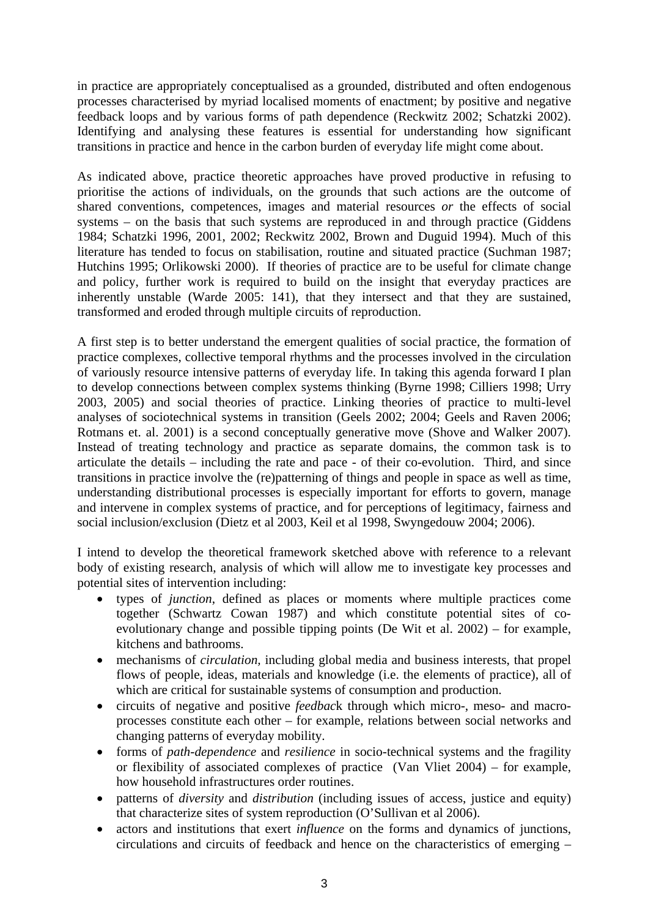in practice are appropriately conceptualised as a grounded, distributed and often endogenous processes characterised by myriad localised moments of enactment; by positive and negative feedback loops and by various forms of path dependence (Reckwitz 2002; Schatzki 2002). Identifying and analysing these features is essential for understanding how significant transitions in practice and hence in the carbon burden of everyday life might come about.

As indicated above, practice theoretic approaches have proved productive in refusing to prioritise the actions of individuals, on the grounds that such actions are the outcome of shared conventions, competences, images and material resources *or* the effects of social systems – on the basis that such systems are reproduced in and through practice (Giddens 1984; Schatzki 1996, 2001, 2002; Reckwitz 2002, Brown and Duguid 1994). Much of this literature has tended to focus on stabilisation, routine and situated practice (Suchman 1987; Hutchins 1995; Orlikowski 2000). If theories of practice are to be useful for climate change and policy, further work is required to build on the insight that everyday practices are inherently unstable (Warde 2005: 141), that they intersect and that they are sustained, transformed and eroded through multiple circuits of reproduction.

A first step is to better understand the emergent qualities of social practice, the formation of practice complexes, collective temporal rhythms and the processes involved in the circulation of variously resource intensive patterns of everyday life. In taking this agenda forward I plan to develop connections between complex systems thinking (Byrne 1998; Cilliers 1998; Urry 2003, 2005) and social theories of practice. Linking theories of practice to multi-level analyses of sociotechnical systems in transition (Geels 2002; 2004; Geels and Raven 2006; Rotmans et. al. 2001) is a second conceptually generative move (Shove and Walker 2007). Instead of treating technology and practice as separate domains, the common task is to articulate the details – including the rate and pace - of their co-evolution. Third, and since transitions in practice involve the (re)patterning of things and people in space as well as time, understanding distributional processes is especially important for efforts to govern, manage and intervene in complex systems of practice, and for perceptions of legitimacy, fairness and social inclusion/exclusion (Dietz et al 2003, Keil et al 1998, Swyngedouw 2004; 2006).

I intend to develop the theoretical framework sketched above with reference to a relevant body of existing research, analysis of which will allow me to investigate key processes and potential sites of intervention including:

- types of *junction*, defined as places or moments where multiple practices come together (Schwartz Cowan 1987) and which constitute potential sites of co-evolutionary change and possible tipping points (De Wit et al. 2002) – for example, kitchens and bathrooms.
- mechanisms of *circulation*, including global media and business interests, that propel flows of people, ideas, materials and knowledge (i.e. the elements of practice), all of which are critical for sustainable systems of consumption and production.
- circuits of negative and positive *feedbac*k through which micro-, meso- and macro-processes constitute each other – for example, relations between social networks and changing patterns of everyday mobility.
- forms of *path-dependence* and *resilience* in socio-technical systems and the fragility or flexibility of associated complexes of practice (Van Vliet 2004) – for example, how household infrastructures order routines.
- patterns of *diversity* and *distribution* (including issues of access, justice and equity) that characterize sites of system reproduction (O'Sullivan et al 2006).
- actors and institutions that exert *influence* on the forms and dynamics of junctions, circulations and circuits of feedback and hence on the characteristics of emerging –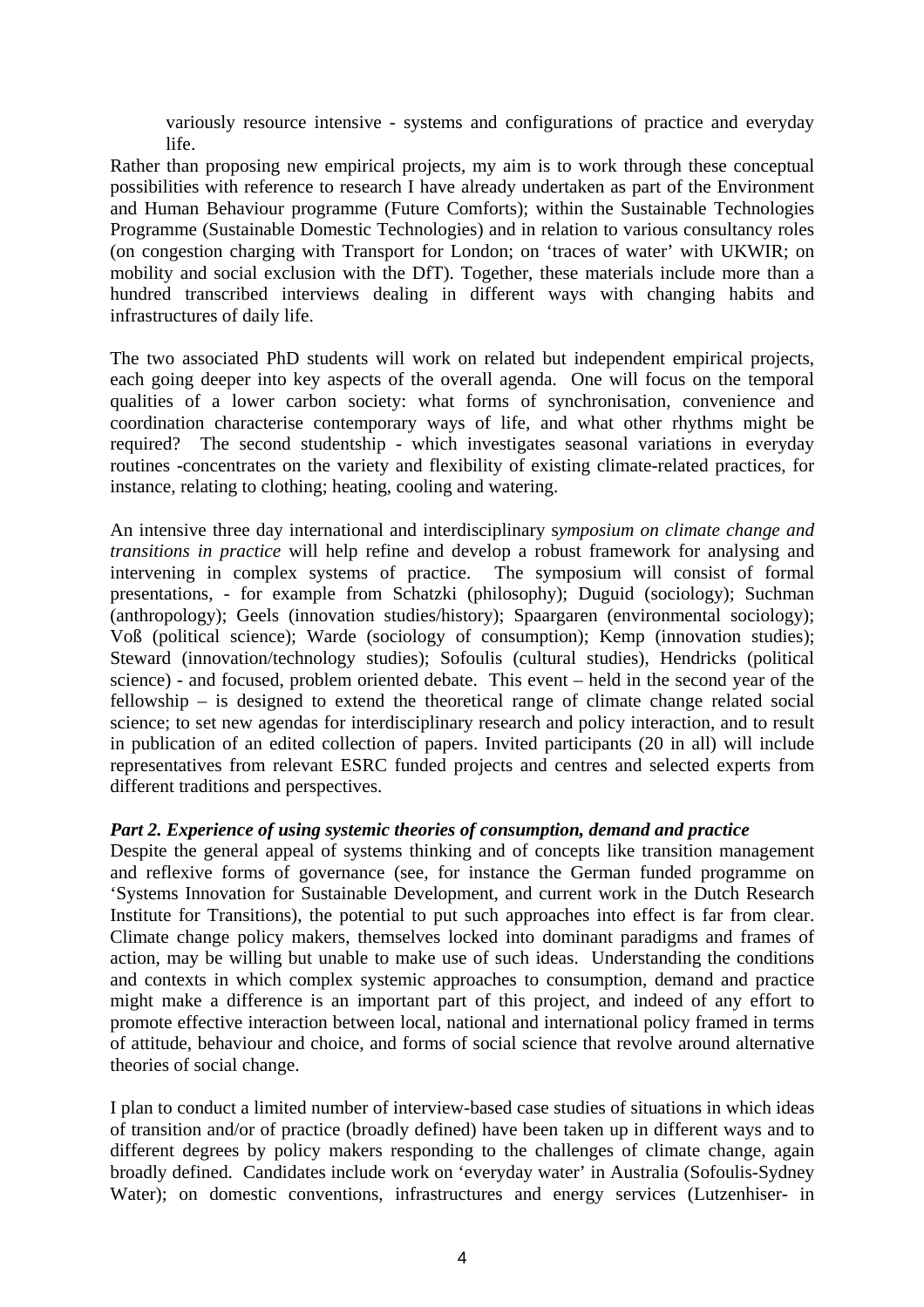variously resource intensive - systems and configurations of practice and everyday life.

Rather than proposing new empirical projects, my aim is to work through these conceptual possibilities with reference to research I have already undertaken as part of the Environment and Human Behaviour programme (Future Comforts); within the Sustainable Technologies Programme (Sustainable Domestic Technologies) and in relation to various consultancy roles (on congestion charging with Transport for London; on 'traces of water' with UKWIR; on mobility and social exclusion with the DfT). Together, these materials include more than a hundred transcribed interviews dealing in different ways with changing habits and infrastructures of daily life.

The two associated PhD students will work on related but independent empirical projects, each going deeper into key aspects of the overall agenda. One will focus on the temporal qualities of a lower carbon society: what forms of synchronisation, convenience and coordination characterise contemporary ways of life, and what other rhythms might be required? The second studentship - which investigates seasonal variations in everyday routines -concentrates on the variety and flexibility of existing climate-related practices, for instance, relating to clothing; heating, cooling and watering.

An intensive three day international and interdisciplinary s*ymposium on climate change and transitions in practice* will help refine and develop a robust framework for analysing and intervening in complex systems of practice. The symposium will consist of formal presentations, - for example from Schatzki (philosophy); Duguid (sociology); Suchman (anthropology); Geels (innovation studies/history); Spaargaren (environmental sociology); Voß (political science); Warde (sociology of consumption); Kemp (innovation studies); Steward (innovation/technology studies); Sofoulis (cultural studies), Hendricks (political science) - and focused, problem oriented debate. This event – held in the second year of the fellowship – is designed to extend the theoretical range of climate change related social science; to set new agendas for interdisciplinary research and policy interaction, and to result in publication of an edited collection of papers. Invited participants (20 in all) will include representatives from relevant ESRC funded projects and centres and selected experts from different traditions and perspectives.

***Part 2. Experience of using systemic theories of consumption, demand and practice***

Despite the general appeal of systems thinking and of concepts like transition management and reflexive forms of governance (see, for instance the German funded programme on 'Systems Innovation for Sustainable Development, and current work in the Dutch Research Institute for Transitions), the potential to put such approaches into effect is far from clear. Climate change policy makers, themselves locked into dominant paradigms and frames of action, may be willing but unable to make use of such ideas. Understanding the conditions and contexts in which complex systemic approaches to consumption, demand and practice might make a difference is an important part of this project, and indeed of any effort to promote effective interaction between local, national and international policy framed in terms of attitude, behaviour and choice, and forms of social science that revolve around alternative theories of social change.

I plan to conduct a limited number of interview-based case studies of situations in which ideas of transition and/or of practice (broadly defined) have been taken up in different ways and to different degrees by policy makers responding to the challenges of climate change, again broadly defined. Candidates include work on 'everyday water' in Australia (Sofoulis-Sydney Water); on domestic conventions, infrastructures and energy services (Lutzenhiser- in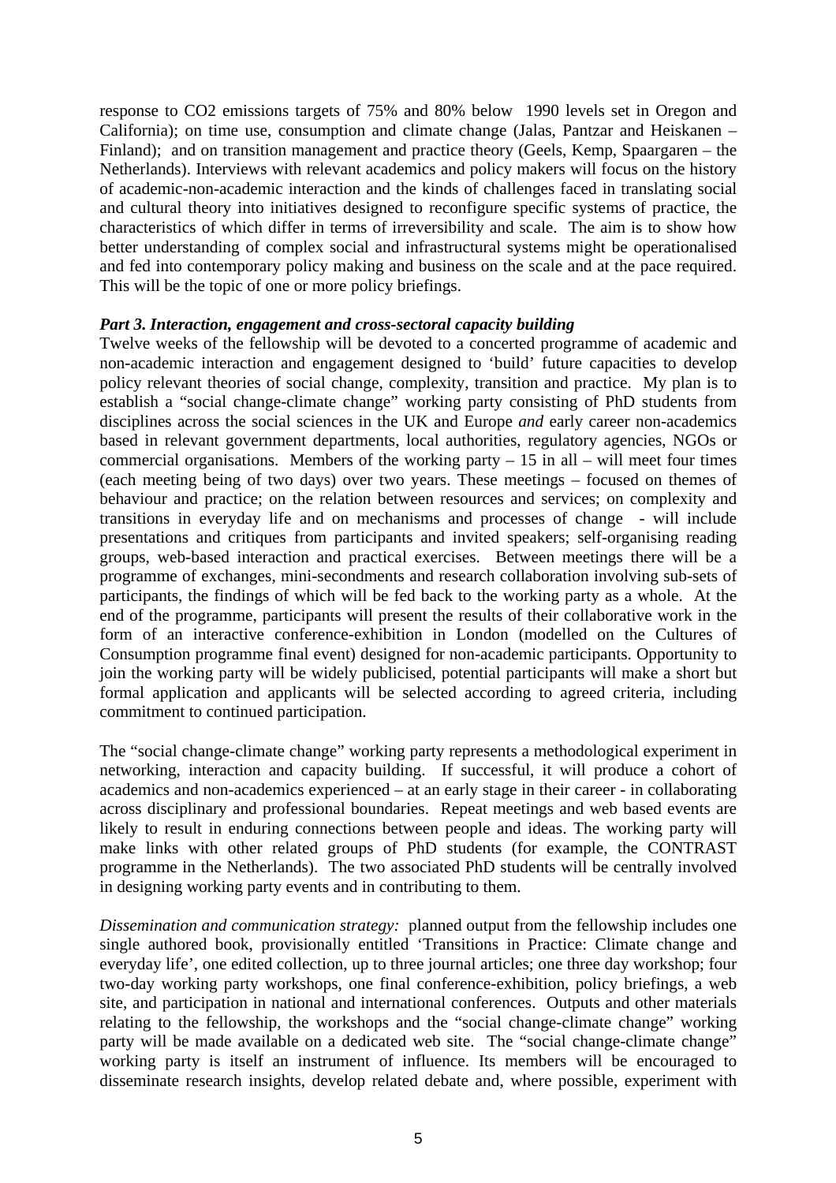response to $CO_2$ emissions targets of 75% and 80% below 1990 levels set in Oregon and California); on time use, consumption and climate change (Jalas, Pantzar and Heiskanen – Finland); and on transition management and practice theory (Geels, Kemp, Spaargaren – the Netherlands). Interviews with relevant academics and policy makers will focus on the history of academic-non-academic interaction and the kinds of challenges faced in translating social and cultural theory into initiatives designed to reconfigure specific systems of practice, the characteristics of which differ in terms of irreversibility and scale. The aim is to show how better understanding of complex social and infrastructural systems might be operationalised and fed into contemporary policy making and business on the scale and at the pace required. This will be the topic of one or more policy briefings.

***Part 3. Interaction, engagement and cross-sectoral capacity building***

Twelve weeks of the fellowship will be devoted to a concerted programme of academic and non-academic interaction and engagement designed to 'build' future capacities to develop policy relevant theories of social change, complexity, transition and practice. My plan is to establish a "social change-climate change" working party consisting of PhD students from disciplines across the social sciences in the UK and Europe *and* early career non-academics based in relevant government departments, local authorities, regulatory agencies, NGOs or commercial organisations. Members of the working party – 15 in all – will meet four times (each meeting being of two days) over two years. These meetings – focused on themes of behaviour and practice; on the relation between resources and services; on complexity and transitions in everyday life and on mechanisms and processes of change - will include presentations and critiques from participants and invited speakers; self-organising reading groups, web-based interaction and practical exercises. Between meetings there will be a programme of exchanges, mini-secondments and research collaboration involving sub-sets of participants, the findings of which will be fed back to the working party as a whole. At the end of the programme, participants will present the results of their collaborative work in the form of an interactive conference-exhibition in London (modelled on the Cultures of Consumption programme final event) designed for non-academic participants. Opportunity to join the working party will be widely publicised, potential participants will make a short but formal application and applicants will be selected according to agreed criteria, including commitment to continued participation.

The "social change-climate change" working party represents a methodological experiment in networking, interaction and capacity building. If successful, it will produce a cohort of academics and non-academics experienced – at an early stage in their career - in collaborating across disciplinary and professional boundaries. Repeat meetings and web based events are likely to result in enduring connections between people and ideas. The working party will make links with other related groups of PhD students (for example, the CONTRAST programme in the Netherlands). The two associated PhD students will be centrally involved in designing working party events and in contributing to them.

*Dissemination and communication strategy:* planned output from the fellowship includes one single authored book, provisionally entitled 'Transitions in Practice: Climate change and everyday life', one edited collection, up to three journal articles; one three day workshop; four two-day working party workshops, one final conference-exhibition, policy briefings, a web site, and participation in national and international conferences. Outputs and other materials relating to the fellowship, the workshops and the "social change-climate change" working party will be made available on a dedicated web site. The "social change-climate change" working party is itself an instrument of influence. Its members will be encouraged to disseminate research insights, develop related debate and, where possible, experiment with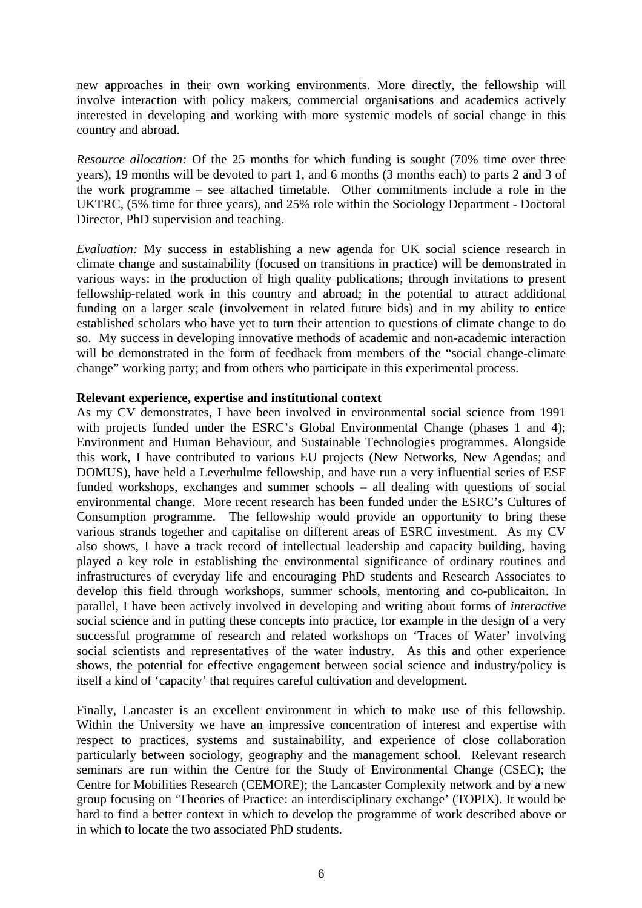new approaches in their own working environments. More directly, the fellowship will involve interaction with policy makers, commercial organisations and academics actively interested in developing and working with more systemic models of social change in this country and abroad.

*Resource allocation:* Of the 25 months for which funding is sought (70% time over three years), 19 months will be devoted to part 1, and 6 months (3 months each) to parts 2 and 3 of the work programme – see attached timetable. Other commitments include a role in the UKTRC, (5% time for three years), and 25% role within the Sociology Department - Doctoral Director, PhD supervision and teaching.

*Evaluation:* My success in establishing a new agenda for UK social science research in climate change and sustainability (focused on transitions in practice) will be demonstrated in various ways: in the production of high quality publications; through invitations to present fellowship-related work in this country and abroad; in the potential to attract additional funding on a larger scale (involvement in related future bids) and in my ability to entice established scholars who have yet to turn their attention to questions of climate change to do so. My success in developing innovative methods of academic and non-academic interaction will be demonstrated in the form of feedback from members of the "social change-climate change" working party; and from others who participate in this experimental process.

**Relevant experience, expertise and institutional context**

As my CV demonstrates, I have been involved in environmental social science from 1991 with projects funded under the ESRC's Global Environmental Change (phases 1 and 4); Environment and Human Behaviour, and Sustainable Technologies programmes. Alongside this work, I have contributed to various EU projects (New Networks, New Agendas; and DOMUS), have held a Leverhulme fellowship, and have run a very influential series of ESF funded workshops, exchanges and summer schools – all dealing with questions of social environmental change. More recent research has been funded under the ESRC's Cultures of Consumption programme. The fellowship would provide an opportunity to bring these various strands together and capitalise on different areas of ESRC investment. As my CV also shows, I have a track record of intellectual leadership and capacity building, having played a key role in establishing the environmental significance of ordinary routines and infrastructures of everyday life and encouraging PhD students and Research Associates to develop this field through workshops, summer schools, mentoring and co-publicaiton. In parallel, I have been actively involved in developing and writing about forms of *interactive* social science and in putting these concepts into practice, for example in the design of a very successful programme of research and related workshops on 'Traces of Water' involving social scientists and representatives of the water industry. As this and other experience shows, the potential for effective engagement between social science and industry/policy is itself a kind of 'capacity' that requires careful cultivation and development.

Finally, Lancaster is an excellent environment in which to make use of this fellowship. Within the University we have an impressive concentration of interest and expertise with respect to practices, systems and sustainability, and experience of close collaboration particularly between sociology, geography and the management school. Relevant research seminars are run within the Centre for the Study of Environmental Change (CSEC); the Centre for Mobilities Research (CEMORE); the Lancaster Complexity network and by a new group focusing on 'Theories of Practice: an interdisciplinary exchange' (TOPIX). It would be hard to find a better context in which to develop the programme of work described above or in which to locate the two associated PhD students.